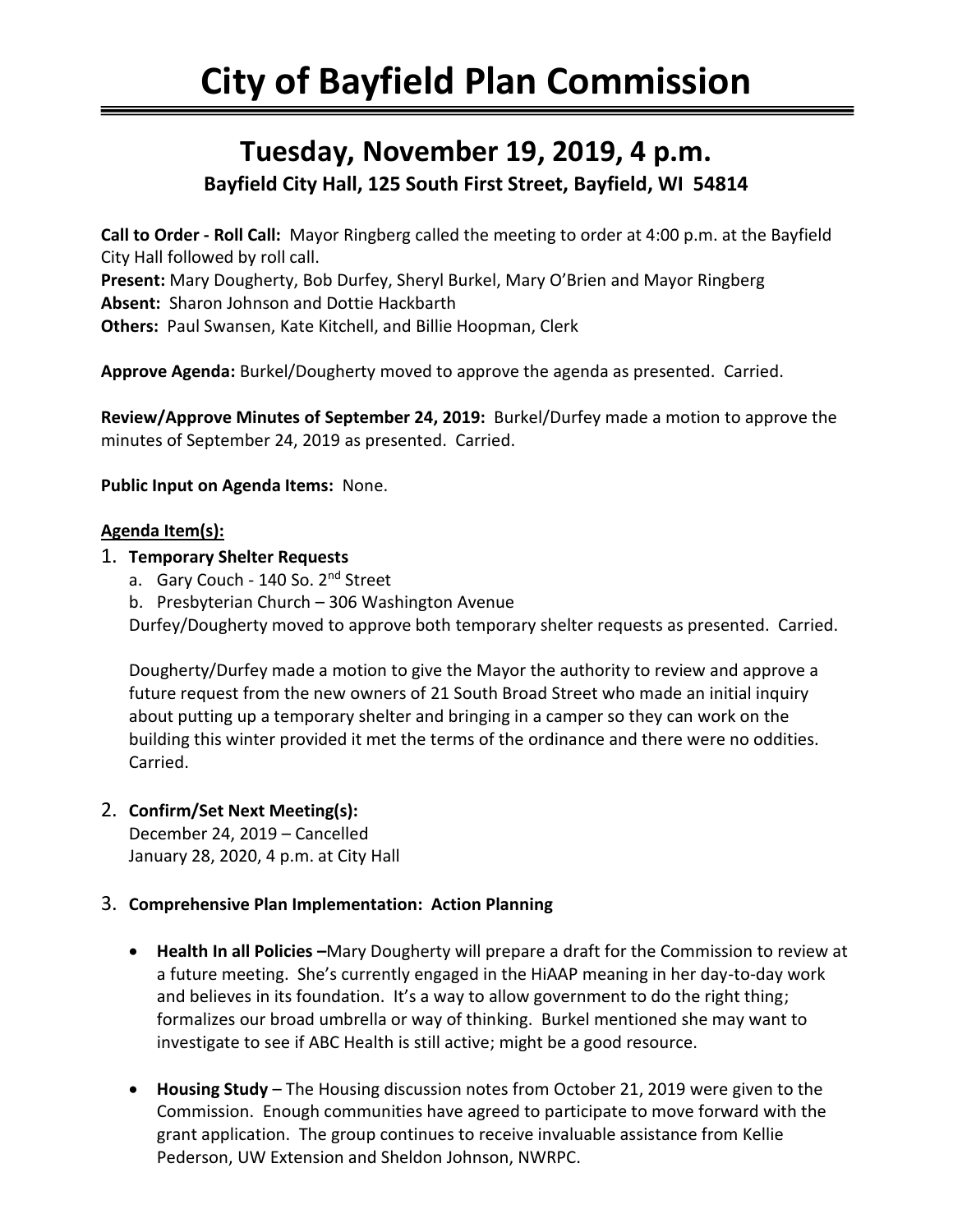# City of Bayfield Plan Commission

## Tuesday, November 19, 2019, 4 p.m.

### Bayfield City Hall, 125 South First Street, Bayfield, WI 54814

**Call to Order - Roll Call:** Mayor Ringberg called the meeting to order at 4:00 p.m. at the Bayfield City Hall followed by roll call.
**Present:** Mary Dougherty, Bob Durfey, Sheryl Burkel, Mary O'Brien and Mayor Ringberg
**Absent:** Sharon Johnson and Dottie Hackbarth
**Others:** Paul Swansen, Kate Kitchell, and Billie Hoopman, Clerk

**Approve Agenda:** Burkel/Dougherty moved to approve the agenda as presented. Carried.

**Review/Approve Minutes of September 24, 2019:** Burkel/Durfey made a motion to approve the minutes of September 24, 2019 as presented. Carried.

**Public Input on Agenda Items:** None.

**Agenda Item(s):**

1. **Temporary Shelter Requests**
   a. Gary Couch - 140 So. 2nd Street
   b. Presbyterian Church – 306 Washington Avenue
   Durfey/Dougherty moved to approve both temporary shelter requests as presented. Carried.

   Dougherty/Durfey made a motion to give the Mayor the authority to review and approve a future request from the new owners of 21 South Broad Street who made an initial inquiry about putting up a temporary shelter and bringing in a camper so they can work on the building this winter provided it met the terms of the ordinance and there were no oddities. Carried.

2. **Confirm/Set Next Meeting(s):**
   December 24, 2019 – Cancelled
   January 28, 2020, 4 p.m. at City Hall

3. **Comprehensive Plan Implementation: Action Planning**

   - **Health In all Policies –**Mary Dougherty will prepare a draft for the Commission to review at a future meeting. She's currently engaged in the HiAAP meaning in her day-to-day work and believes in its foundation. It's a way to allow government to do the right thing; formalizes our broad umbrella or way of thinking. Burkel mentioned she may want to investigate to see if ABC Health is still active; might be a good resource.

   - **Housing Study** – The Housing discussion notes from October 21, 2019 were given to the Commission. Enough communities have agreed to participate to move forward with the grant application. The group continues to receive invaluable assistance from Kellie Pederson, UW Extension and Sheldon Johnson, NWRPC.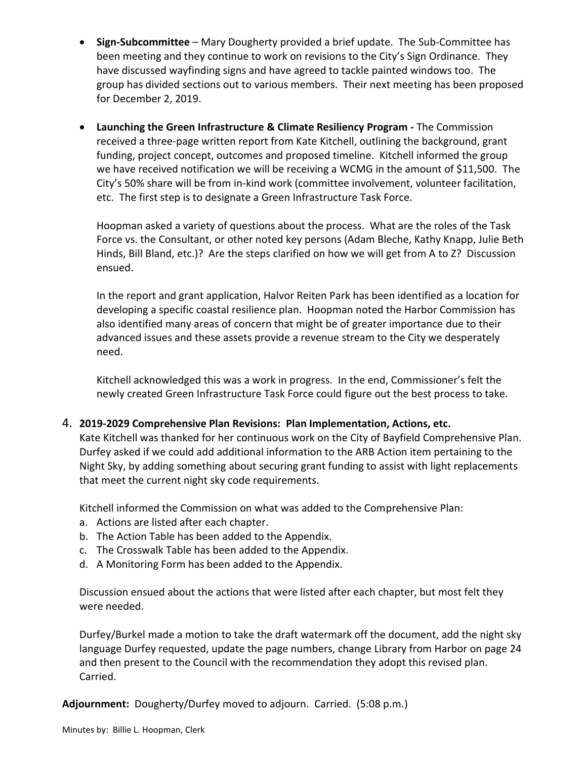- **Sign-Subcommittee** – Mary Dougherty provided a brief update. The Sub-Committee has been meeting and they continue to work on revisions to the City's Sign Ordinance. They have discussed wayfinding signs and have agreed to tackle painted windows too. The group has divided sections out to various members. Their next meeting has been proposed for December 2, 2019.

- **Launching the Green Infrastructure & Climate Resiliency Program -** The Commission received a three-page written report from Kate Kitchell, outlining the background, grant funding, project concept, outcomes and proposed timeline. Kitchell informed the group we have received notification we will be receiving a WCMG in the amount of $11,500. The City's 50% share will be from in-kind work (committee involvement, volunteer facilitation, etc. The first step is to designate a Green Infrastructure Task Force.

  Hoopman asked a variety of questions about the process. What are the roles of the Task Force vs. the Consultant, or other noted key persons (Adam Bleche, Kathy Knapp, Julie Beth Hinds, Bill Bland, etc.)? Are the steps clarified on how we will get from A to Z? Discussion ensued.

  In the report and grant application, Halvor Reiten Park has been identified as a location for developing a specific coastal resilience plan. Hoopman noted the Harbor Commission has also identified many areas of concern that might be of greater importance due to their advanced issues and these assets provide a revenue stream to the City we desperately need.

  Kitchell acknowledged this was a work in progress. In the end, Commissioner's felt the newly created Green Infrastructure Task Force could figure out the best process to take.

4. **2019-2029 Comprehensive Plan Revisions: Plan Implementation, Actions, etc.**
Kate Kitchell was thanked for her continuous work on the City of Bayfield Comprehensive Plan. Durfey asked if we could add additional information to the ARB Action item pertaining to the Night Sky, by adding something about securing grant funding to assist with light replacements that meet the current night sky code requirements.

   Kitchell informed the Commission on what was added to the Comprehensive Plan:
   a. Actions are listed after each chapter.
   b. The Action Table has been added to the Appendix.
   c. The Crosswalk Table has been added to the Appendix.
   d. A Monitoring Form has been added to the Appendix.

   Discussion ensued about the actions that were listed after each chapter, but most felt they were needed.

   Durfey/Burkel made a motion to take the draft watermark off the document, add the night sky language Durfey requested, update the page numbers, change Library from Harbor on page 24 and then present to the Council with the recommendation they adopt this revised plan. Carried.

**Adjournment:** Dougherty/Durfey moved to adjourn. Carried. (5:08 p.m.)

Minutes by: Billie L. Hoopman, Clerk